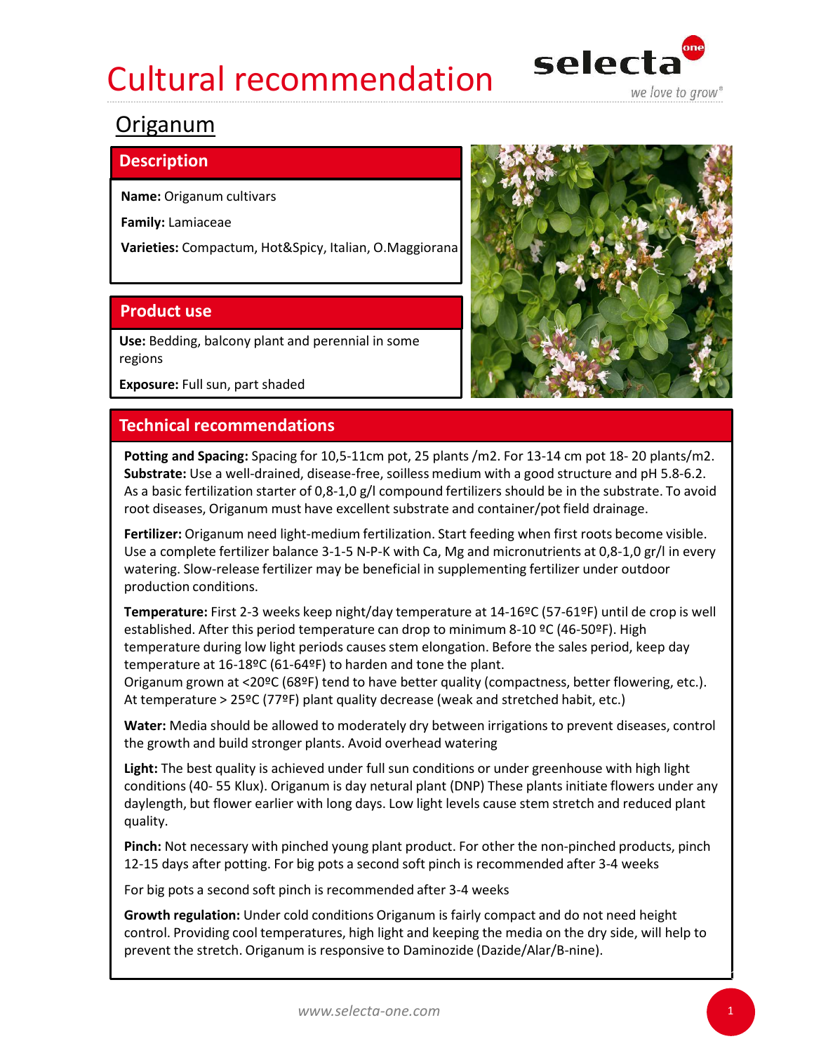# Cultural recommendation

## Origanum

### Description

**Name:** Origanum cultivars

**Family:** Lamiaceae

**Varieties:** Compactum, Hot&Spicy, Italian, O.Maggiorana

### Product use

**Use:** Bedding, balcony plant and perennial in some regions

**Exposure:** Full sun, part shaded

### Technical recommendations

**Potting and Spacing:** Spacing for 10,5-11cm pot, 25 plants /m2. For 13-14 cm pot 18- 20 plants/m2.
**Substrate:** Use a well-drained, disease-free, soilless medium with a good structure and pH 5.8-6.2. As a basic fertilization starter of 0,8-1,0 g/l compound fertilizers should be in the substrate. To avoid root diseases, Origanum must have excellent substrate and container/pot field drainage.

**Fertilizer:** Origanum need light-medium fertilization. Start feeding when first roots become visible. Use a complete fertilizer balance 3-1-5 N-P-K with Ca, Mg and micronutrients at 0,8-1,0 gr/l in every watering. Slow-release fertilizer may be beneficial in supplementing fertilizer under outdoor production conditions.

**Temperature:** First 2-3 weeks keep night/day temperature at 14-16ºC (57-61ºF) until de crop is well established. After this period temperature can drop to minimum 8-10 ºC (46-50ºF). High temperature during low light periods causes stem elongation. Before the sales period, keep day temperature at 16-18ºC (61-64ºF) to harden and tone the plant.
Origanum grown at <20ºC (68ºF) tend to have better quality (compactness, better flowering, etc.). At temperature > 25ºC (77ºF) plant quality decrease (weak and stretched habit, etc.)

**Water:** Media should be allowed to moderately dry between irrigations to prevent diseases, control the growth and build stronger plants. Avoid overhead watering

**Light:** The best quality is achieved under full sun conditions or under greenhouse with high light conditions (40- 55 Klux). Origanum is day netural plant (DNP) These plants initiate flowers under any daylength, but flower earlier with long days. Low light levels cause stem stretch and reduced plant quality.

**Pinch:** Not necessary with pinched young plant product. For other the non-pinched products, pinch 12-15 days after potting. For big pots a second soft pinch is recommended after 3-4 weeks

For big pots a second soft pinch is recommended after 3-4 weeks

**Growth regulation:** Under cold conditions Origanum is fairly compact and do not need height control. Providing cool temperatures, high light and keeping the media on the dry side, will help to prevent the stretch. Origanum is responsive to Daminozide (Dazide/Alar/B-nine).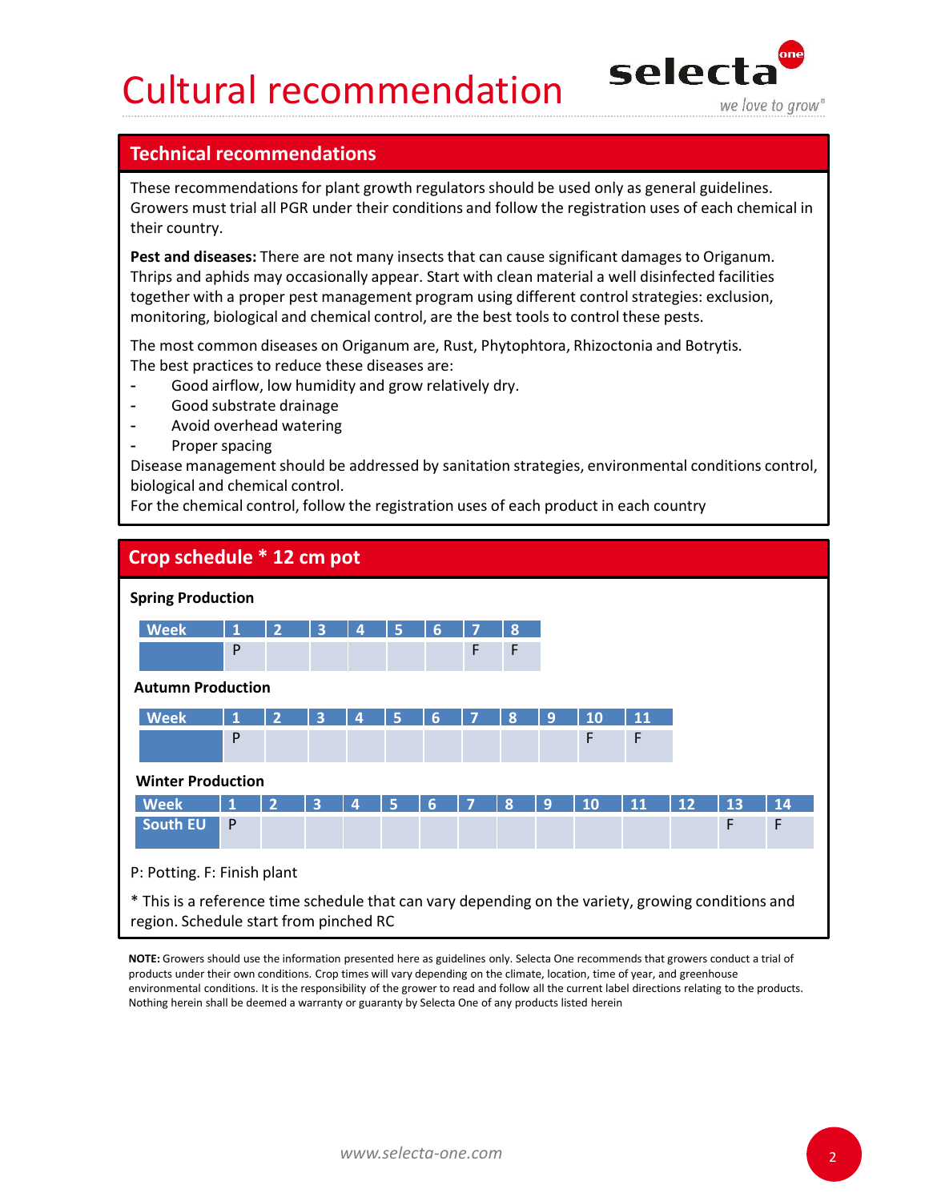# Cultural recommendation

## Technical recommendations

These recommendations for plant growth regulators should be used only as general guidelines. Growers must trial all PGR under their conditions and follow the registration uses of each chemical in their country.

**Pest and diseases:** There are not many insects that can cause significant damages to Origanum. Thrips and aphids may occasionally appear. Start with clean material a well disinfected facilities together with a proper pest management program using different control strategies: exclusion, monitoring, biological and chemical control, are the best tools to control these pests.

The most common diseases on Origanum are, Rust, Phytophtora, Rhizoctonia and Botrytis. The best practices to reduce these diseases are:

- Good airflow, low humidity and grow relatively dry.
- Good substrate drainage
- Avoid overhead watering
- Proper spacing

Disease management should be addressed by sanitation strategies, environmental conditions control, biological and chemical control.
For the chemical control, follow the registration uses of each product in each country

## Crop schedule * 12 cm pot

**Spring Production**

| Week | 1 | 2 | 3 | 4 | 5 | 6 | 7 | 8 |
|---|---|---|---|---|---|---|---|---|
| | P | | | | | | F | F |

**Autumn Production**

| Week | 1 | 2 | 3 | 4 | 5 | 6 | 7 | 8 | 9 | 10 | 11 |
|---|---|---|---|---|---|---|---|---|---|---|---|
| | P | | | | | | | | | F | F |

**Winter Production**

| Week | 1 | 2 | 3 | 4 | 5 | 6 | 7 | 8 | 9 | 10 | 11 | 12 | 13 | 14 |
|---|---|---|---|---|---|---|---|---|---|---|---|---|---|---|
| South EU | P | | | | | | | | | | | | F | F |

P: Potting. F: Finish plant

* This is a reference time schedule that can vary depending on the variety, growing conditions and region. Schedule start from pinched RC

**NOTE:** Growers should use the information presented here as guidelines only. Selecta One recommends that growers conduct a trial of products under their own conditions. Crop times will vary depending on the climate, location, time of year, and greenhouse environmental conditions. It is the responsibility of the grower to read and follow all the current label directions relating to the products. Nothing herein shall be deemed a warranty or guaranty by Selecta One of any products listed herein